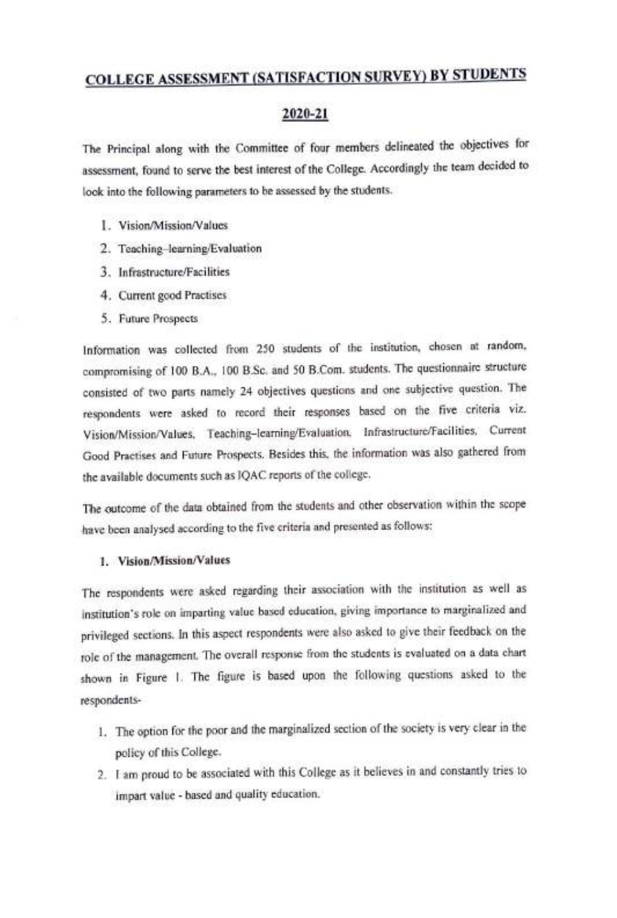# COLLEGE ASSESSMENT (SATISFACTION SURVEY) BY STUDENTS

## 2020-21

The Principal along with the Committee of four members delineated the objectives for assessment, found to serve the best interest of the College. Accordingly the team decided to look into the following parameters to be assessed by the students.

1. Vision/Mission/Values
2. Teaching–learning/Evaluation
3. Infrastructure/Facilities
4. Current good Practises
5. Future Prospects

Information was collected from 250 students of the institution, chosen at random, compromising of 100 B.A., 100 B.Sc. and 50 B.Com. students. The questionnaire structure consisted of two parts namely 24 objectives questions and one subjective question. The respondents were asked to record their responses based on the five criteria viz. Vision/Mission/Values, Teaching–learning/Evaluation, Infrastructure/Facilities, Current Good Practises and Future Prospects. Besides this, the information was also gathered from the available documents such as IQAC reports of the college.

The outcome of the data obtained from the students and other observation within the scope have been analysed according to the five criteria and presented as follows:

### 1. Vision/Mission/Values

The respondents were asked regarding their association with the institution as well as institution's role on imparting value based education, giving importance to marginalized and privileged sections. In this aspect respondents were also asked to give their feedback on the role of the management. The overall response from the students is evaluated on a data chart shown in Figure 1. The figure is based upon the following questions asked to the respondents-

1. The option for the poor and the marginalized section of the society is very clear in the policy of this College.
2. I am proud to be associated with this College as it believes in and constantly tries to impart value - based and quality education.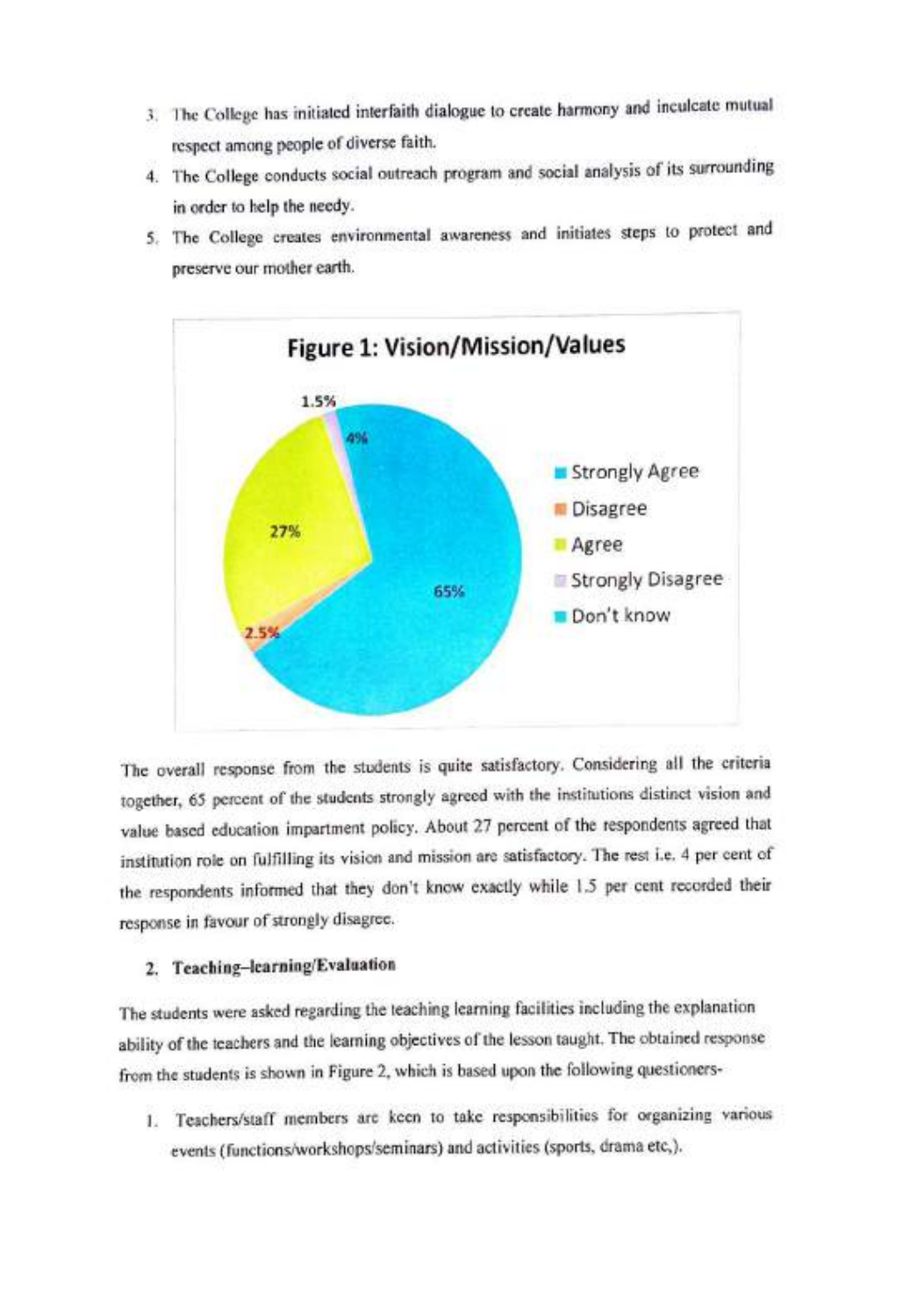3. The College has initiated interfaith dialogue to create harmony and inculcate mutual respect among people of diverse faith.
4. The College conducts social outreach program and social analysis of its surrounding in order to help the needy.
5. The College creates environmental awareness and initiates steps to protect and preserve our mother earth.

**Figure 1: Vision/Mission/Values**

| Response | Percentage |
|---|---|
| Strongly Agree | 65% |
| Disagree | 2.5% |
| Agree | 27% |
| Strongly Disagree | 1.5% |
| Don't know | 4% |

The overall response from the students is quite satisfactory. Considering all the criteria together, 65 percent of the students strongly agreed with the institutions distinct vision and value based education impartment policy. About 27 percent of the respondents agreed that institution role on fulfilling its vision and mission are satisfactory. The rest i.e. 4 per cent of the respondents informed that they don't know exactly while 1.5 per cent recorded their response in favour of strongly disagree.

## 2. Teaching–learning/Evaluation

The students were asked regarding the teaching learning facilities including the explanation ability of the teachers and the learning objectives of the lesson taught. The obtained response from the students is shown in Figure 2, which is based upon the following questioners-

1. Teachers/staff members are keen to take responsibilities for organizing various events (functions/workshops/seminars) and activities (sports, drama etc,).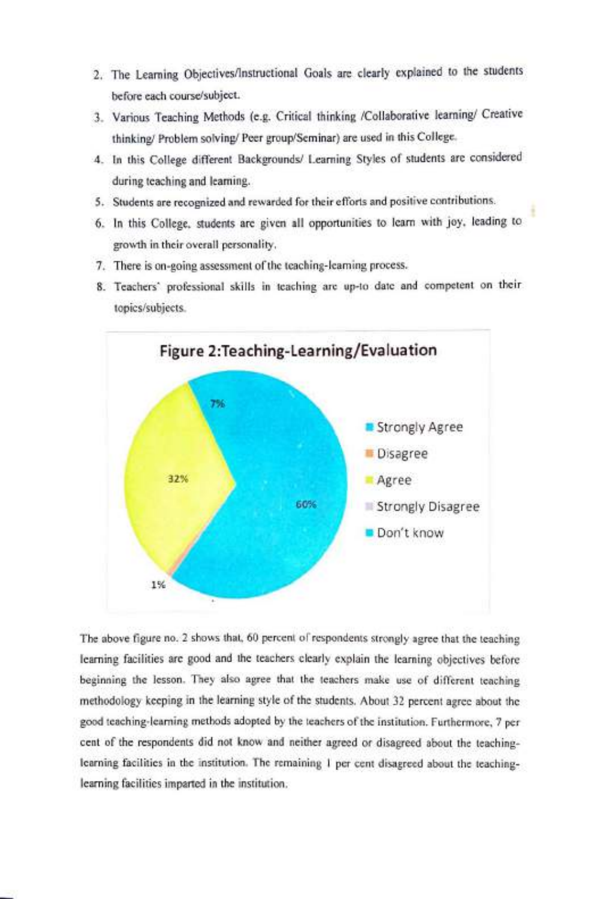2. The Learning Objectives/Instructional Goals are clearly explained to the students before each course/subject.
3. Various Teaching Methods (e.g. Critical thinking /Collaborative learning/ Creative thinking/ Problem solving/ Peer group/Seminar) are used in this College.
4. In this College different Backgrounds/ Learning Styles of students are considered during teaching and learning.
5. Students are recognized and rewarded for their efforts and positive contributions.
6. In this College, students are given all opportunities to learn with joy, leading to growth in their overall personality.
7. There is on-going assessment of the teaching-learning process.
8. Teachers' professional skills in teaching are up-to date and competent on their topics/subjects.

**Figure 2:Teaching-Learning/Evaluation**

The above figure no. 2 shows that, 60 percent of respondents strongly agree that the teaching learning facilities are good and the teachers clearly explain the learning objectives before beginning the lesson. They also agree that the teachers make use of different teaching methodology keeping in the learning style of the students. About 32 percent agree about the good teaching-learning methods adopted by the teachers of the institution. Furthermore, 7 per cent of the respondents did not know and neither agreed or disagreed about the teaching-learning facilities in the institution. The remaining 1 per cent disagreed about the teaching-learning facilities imparted in the institution.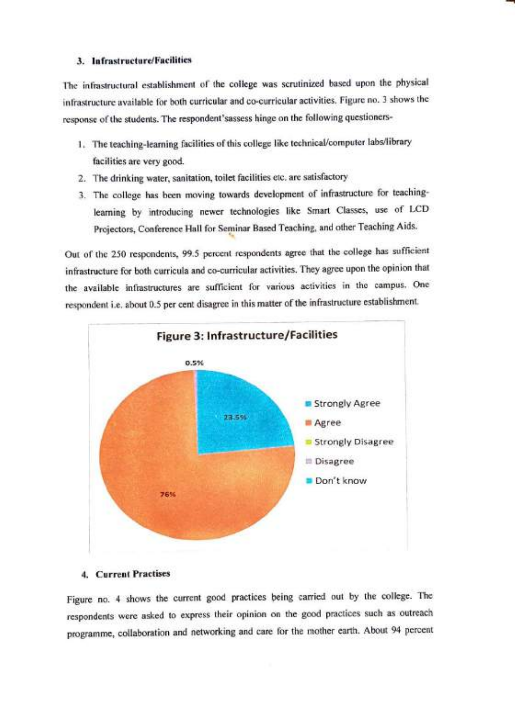### 3. Infrastructure/Facilities

The infrastructural establishment of the college was scrutinized based upon the physical infrastructure available for both curricular and co-curricular activities. Figure no. 3 shows the response of the students. The respondent'sassess hinge on the following questioners-

1. The teaching-learning facilities of this college like technical/computer labs/library facilities are very good.
2. The drinking water, sanitation, toilet facilities etc. are satisfactory
3. The college has been moving towards development of infrastructure for teaching-learning by introducing newer technologies like Smart Classes, use of LCD Projectors, Conference Hall for Seminar Based Teaching, and other Teaching Aids.

Out of the 250 respondents, 99.5 percent respondents agree that the college has sufficient infrastructure for both curricula and co-curricular activities. They agree upon the opinion that the available infrastructures are sufficient for various activities in the campus. One respondent i.e. about 0.5 per cent disagree in this matter of the infrastructure establishment.

**Figure 3: Infrastructure/Facilities**

| Response | Percentage |
|---|---|
| Strongly Agree | 23.5% |
| Agree | 76% |
| Strongly Disagree | |
| Disagree | 0.5% |
| Don't know | |

### 4. Current Practises

Figure no. 4 shows the current good practices being carried out by the college. The respondents were asked to express their opinion on the good practices such as outreach programme, collaboration and networking and care for the mother earth. About 94 percent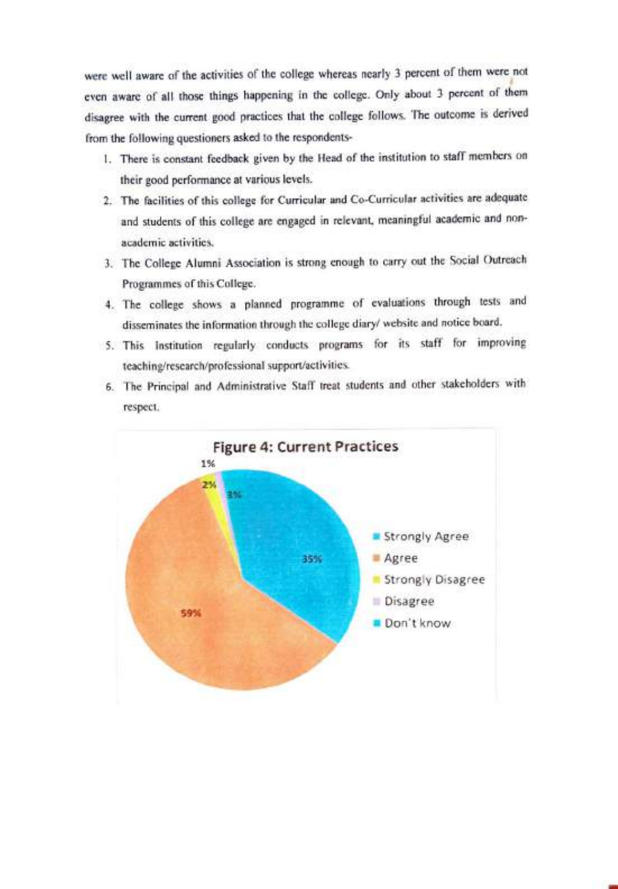were well aware of the activities of the college whereas nearly 3 percent of them were not even aware of all those things happening in the college. Only about 3 percent of them disagree with the current good practices that the college follows. The outcome is derived from the following questioners asked to the respondents-

1. There is constant feedback given by the Head of the institution to staff members on their good performance at various levels.
2. The facilities of this college for Curricular and Co-Curricular activities are adequate and students of this college are engaged in relevant, meaningful academic and non-academic activities.
3. The College Alumni Association is strong enough to carry out the Social Outreach Programmes of this College.
4. The college shows a planned programme of evaluations through tests and disseminates the information through the college diary/ website and notice board.
5. This Institution regularly conducts programs for its staff for improving teaching/research/professional support/activities.
6. The Principal and Administrative Staff treat students and other stakeholders with respect.

**Figure 4: Current Practices**

| Response | Percentage |
|---|---|
| Strongly Agree | 35% |
| Agree | 59% |
| Strongly Disagree | 2% |
| Disagree | 1% |
| Don't know | 3% |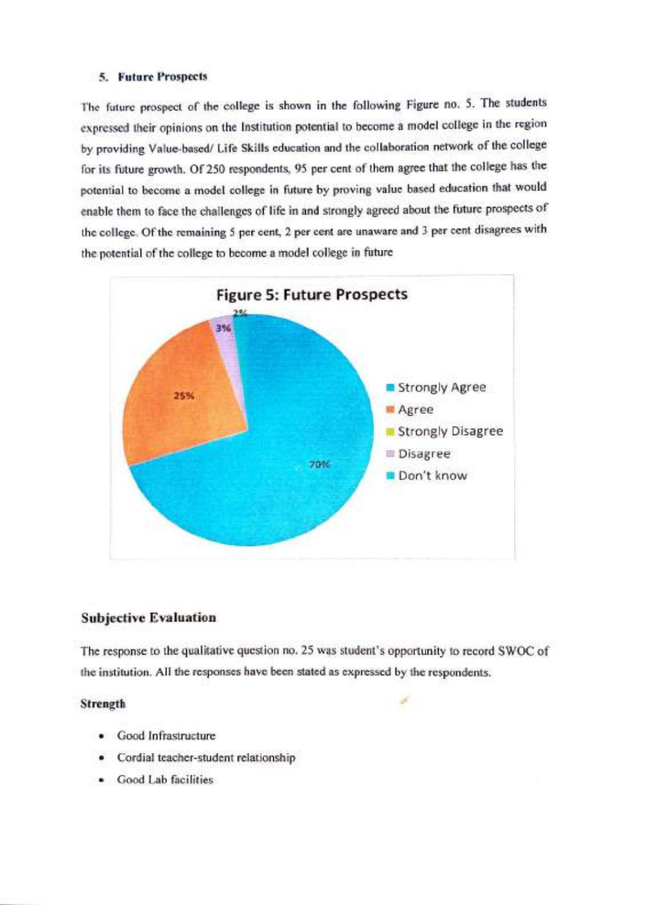### 5. Future Prospects

The future prospect of the college is shown in the following Figure no. 5. The students expressed their opinions on the Institution potential to become a model college in the region by providing Value-based/ Life Skills education and the collaboration network of the college for its future growth. Of 250 respondents, 95 per cent of them agree that the college has the potential to become a model college in future by proving value based education that would enable them to face the challenges of life in and strongly agreed about the future prospects of the college. Of the remaining 5 per cent, 2 per cent are unaware and 3 per cent disagrees with the potential of the college to become a model college in future

**Figure 5: Future Prospects**

| Response | Percentage |
|---|---|
| Strongly Agree | 70% |
| Agree | 25% |
| Strongly Disagree | |
| Disagree | 3% |
| Don't know | 2% |

## Subjective Evaluation

The response to the qualitative question no. 25 was student's opportunity to record SWOC of the institution. All the responses have been stated as expressed by the respondents.

### Strength

- Good Infrastructure
- Cordial teacher-student relationship
- Good Lab facilities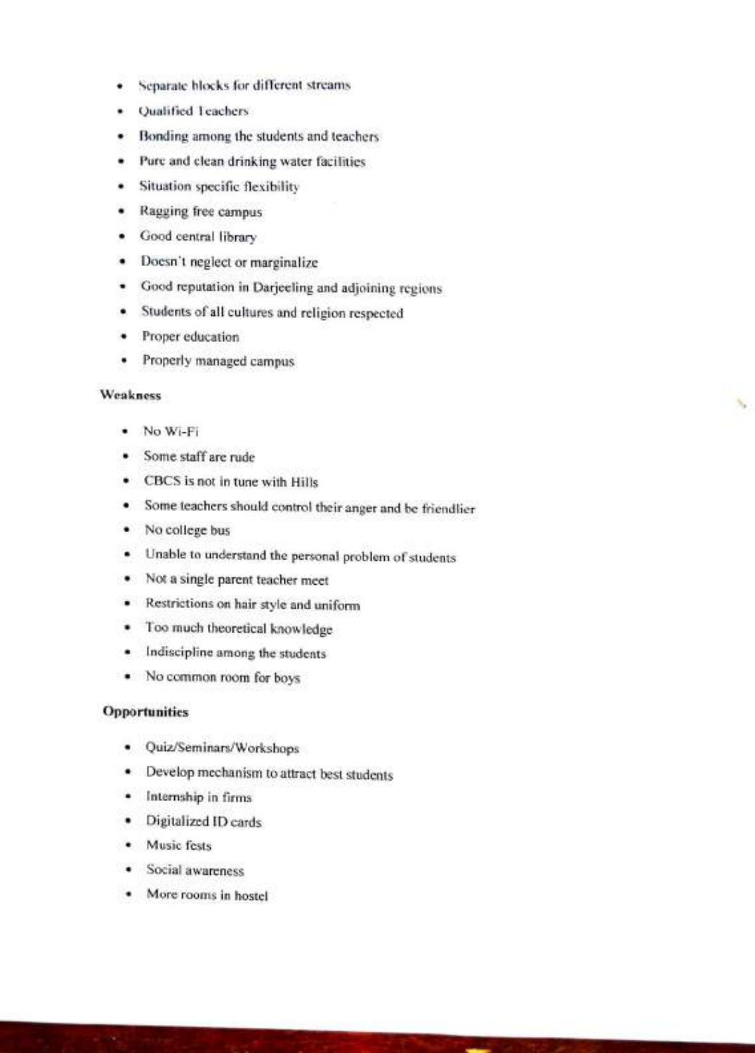- Separate blocks for different streams
- Qualified Teachers
- Bonding among the students and teachers
- Pure and clean drinking water facilities
- Situation specific flexibility
- Ragging free campus
- Good central library
- Doesn't neglect or marginalize
- Good reputation in Darjeeling and adjoining regions
- Students of all cultures and religion respected
- Proper education
- Properly managed campus

**Weakness**

- No Wi-Fi
- Some staff are rude
- CBCS is not in tune with Hills
- Some teachers should control their anger and be friendlier
- No college bus
- Unable to understand the personal problem of students
- Not a single parent teacher meet
- Restrictions on hair style and uniform
- Too much theoretical knowledge
- Indiscipline among the students
- No common room for boys

**Opportunities**

- Quiz/Seminars/Workshops
- Develop mechanism to attract best students
- Internship in firms
- Digitalized ID cards
- Music fests
- Social awareness
- More rooms in hostel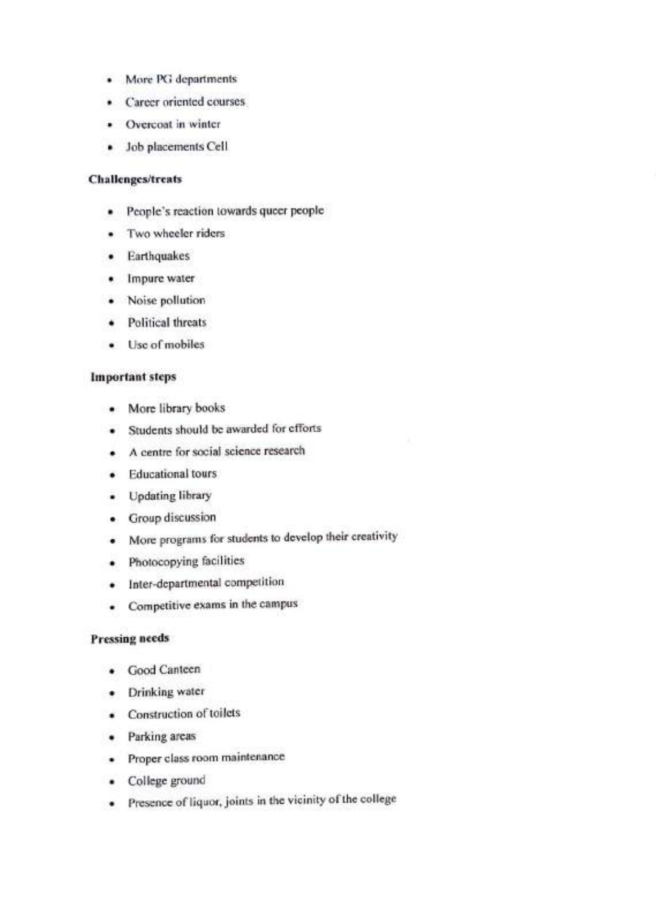- More PG departments
- Career oriented courses
- Overcoat in winter
- Job placements Cell

**Challenges/treats**

- People's reaction towards queer people
- Two wheeler riders
- Earthquakes
- Impure water
- Noise pollution
- Political threats
- Use of mobiles

**Important steps**

- More library books
- Students should be awarded for efforts
- A centre for social science research
- Educational tours
- Updating library
- Group discussion
- More programs for students to develop their creativity
- Photocopying facilities
- Inter-departmental competition
- Competitive exams in the campus

**Pressing needs**

- Good Canteen
- Drinking water
- Construction of toilets
- Parking areas
- Proper class room maintenance
- College ground
- Presence of liquor, joints in the vicinity of the college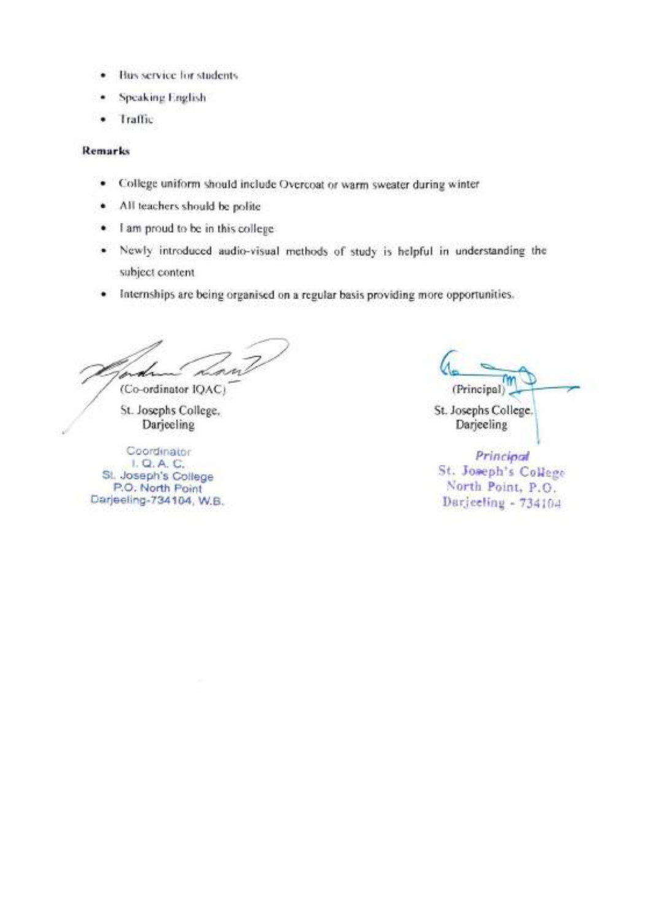- Bus service for students
- Speaking English
- Traffic

**Remarks**

- College uniform should include Overcoat or warm sweater during winter
- All teachers should be polite
- I am proud to be in this college
- Newly introduced audio-visual methods of study is helpful in understanding the subject content
- Internships are being organised on a regular basis providing more opportunities.

(Co-ordinator IQAC)
St. Josephs College,
Darjeeling

Coordinator
I. Q. A. C.
St. Joseph's College
P.O. North Point
Darjeeling-734104, W.B.

(Principal)
St. Josephs College,
Darjeeling

Principal
St. Joseph's College
North Point, P.O.
Darjeeling - 734104